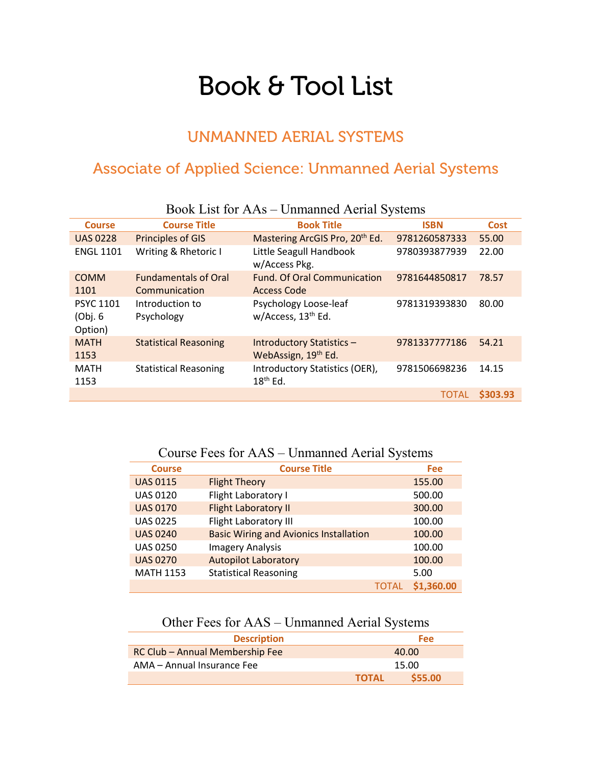# Book & Tool List

## UNMANNED AERIAL SYSTEMS

## Associate of Applied Science: Unmanned Aerial Systems

### Book List for AAs – Unmanned Aerial Systems

| Course | Course Title | Book Title | ISBN | Cost |
|---|---|---|---|---|
| UAS 0228 | Principles of GIS | Mastering ArcGIS Pro, 20th Ed. | 9781260587333 | 55.00 |
| ENGL 1101 | Writing & Rhetoric I | Little Seagull Handbook w/Access Pkg. | 9780393877939 | 22.00 |
| COMM 1101 | Fundamentals of Oral Communication | Fund. Of Oral Communication Access Code | 9781644850817 | 78.57 |
| PSYC 1101 (Obj. 6 Option) | Introduction to Psychology | Psychology Loose-leaf w/Access, 13th Ed. | 9781319393830 | 80.00 |
| MATH 1153 | Statistical Reasoning | Introductory Statistics – WebAssign, 19th Ed. | 9781337777186 | 54.21 |
| MATH 1153 | Statistical Reasoning | Introductory Statistics (OER), 18th Ed. | 9781506698236 | 14.15 |
| | | | TOTAL | **$303.93** |

### Course Fees for AAS – Unmanned Aerial Systems

| Course | Course Title | Fee |
|---|---|---|
| UAS 0115 | Flight Theory | 155.00 |
| UAS 0120 | Flight Laboratory I | 500.00 |
| UAS 0170 | Flight Laboratory II | 300.00 |
| UAS 0225 | Flight Laboratory III | 100.00 |
| UAS 0240 | Basic Wiring and Avionics Installation | 100.00 |
| UAS 0250 | Imagery Analysis | 100.00 |
| UAS 0270 | Autopilot Laboratory | 100.00 |
| MATH 1153 | Statistical Reasoning | 5.00 |
| | TOTAL | **$1,360.00** |

### Other Fees for AAS – Unmanned Aerial Systems

| Description | Fee |
|---|---|
| RC Club – Annual Membership Fee | 40.00 |
| AMA – Annual Insurance Fee | 15.00 |
| **TOTAL** | **$55.00** |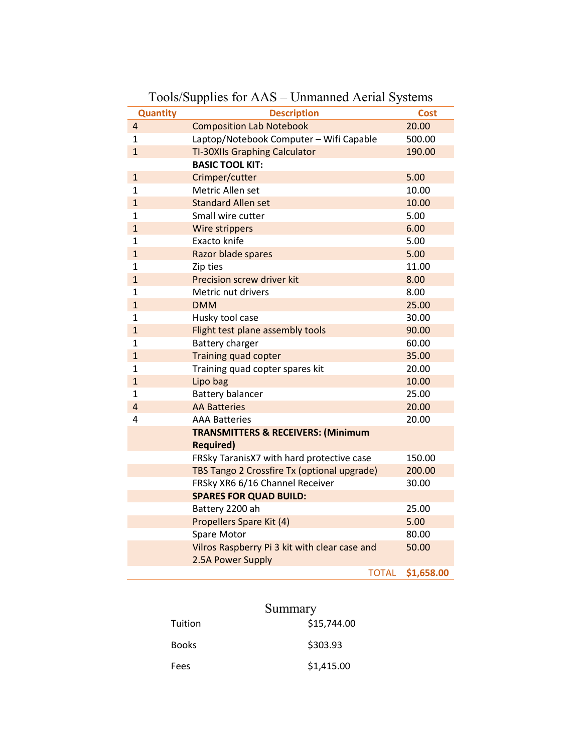## Tools/Supplies for AAS – Unmanned Aerial Systems

| Quantity | Description | Cost |
|---|---|---|
| 4 | Composition Lab Notebook | 20.00 |
| 1 | Laptop/Notebook Computer – Wifi Capable | 500.00 |
| 1 | TI-30XIIs Graphing Calculator | 190.00 |
| | **BASIC TOOL KIT:** | |
| 1 | Crimper/cutter | 5.00 |
| 1 | Metric Allen set | 10.00 |
| 1 | Standard Allen set | 10.00 |
| 1 | Small wire cutter | 5.00 |
| 1 | Wire strippers | 6.00 |
| 1 | Exacto knife | 5.00 |
| 1 | Razor blade spares | 5.00 |
| 1 | Zip ties | 11.00 |
| 1 | Precision screw driver kit | 8.00 |
| 1 | Metric nut drivers | 8.00 |
| 1 | DMM | 25.00 |
| 1 | Husky tool case | 30.00 |
| 1 | Flight test plane assembly tools | 90.00 |
| 1 | Battery charger | 60.00 |
| 1 | Training quad copter | 35.00 |
| 1 | Training quad copter spares kit | 20.00 |
| 1 | Lipo bag | 10.00 |
| 1 | Battery balancer | 25.00 |
| 4 | AA Batteries | 20.00 |
| 4 | AAA Batteries | 20.00 |
| | **TRANSMITTERS & RECEIVERS: (Minimum Required)** | |
| | FRSky TaranisX7 with hard protective case | 150.00 |
| | TBS Tango 2 Crossfire Tx (optional upgrade) | 200.00 |
| | FRSky XR6 6/16 Channel Receiver | 30.00 |
| | **SPARES FOR QUAD BUILD:** | |
| | Battery 2200 ah | 25.00 |
| | Propellers Spare Kit (4) | 5.00 |
| | Spare Motor | 80.00 |
| | Vilros Raspberry Pi 3 kit with clear case and 2.5A Power Supply | 50.00 |
| | TOTAL | **$1,658.00** |

## Summary

| | |
|---|---|
| Tuition | $15,744.00 |
| Books | $303.93 |
| Fees | $1,415.00 |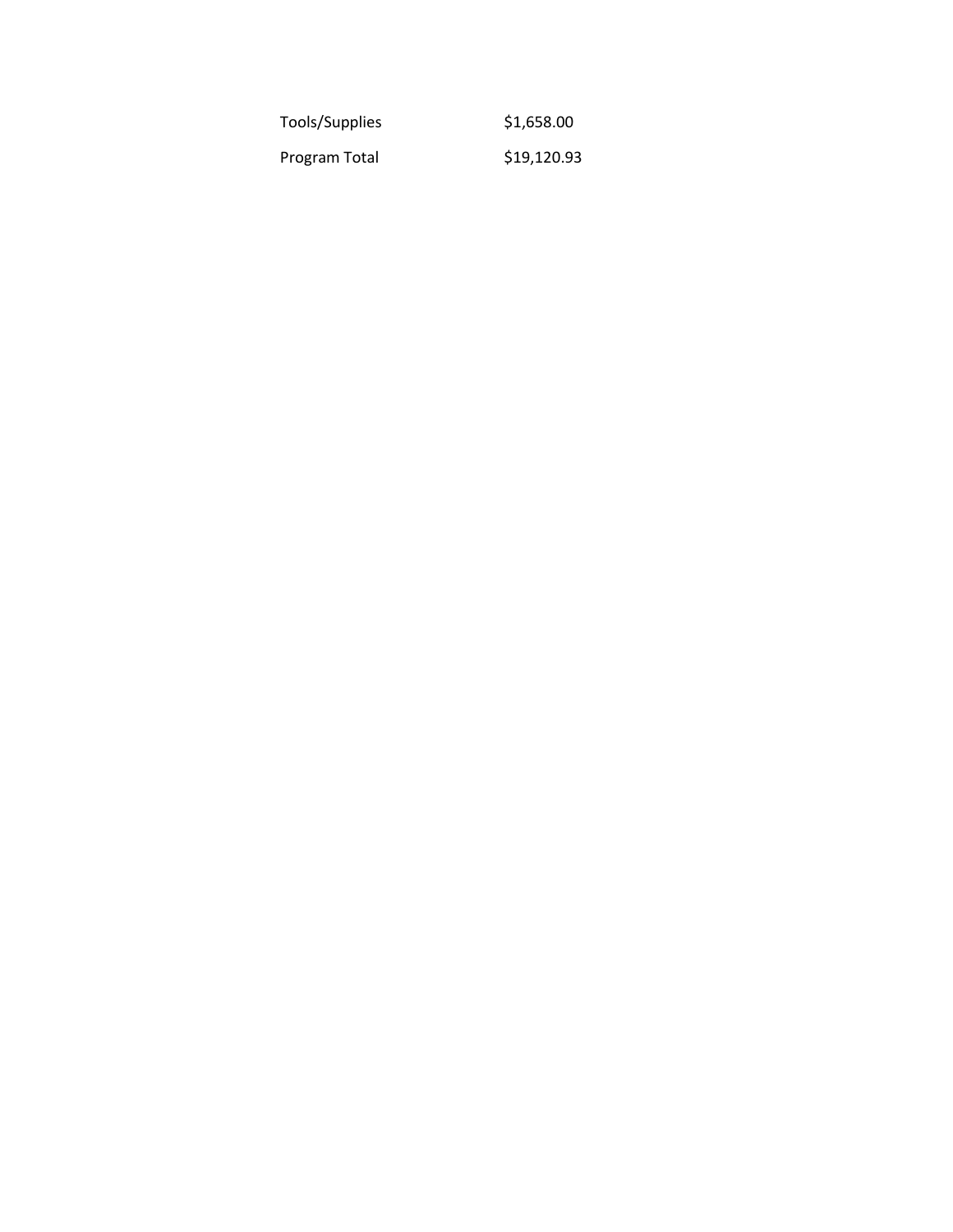| | |
|---|---|
| Tools/Supplies | $1,658.00 |
| Program Total | $19,120.93 |